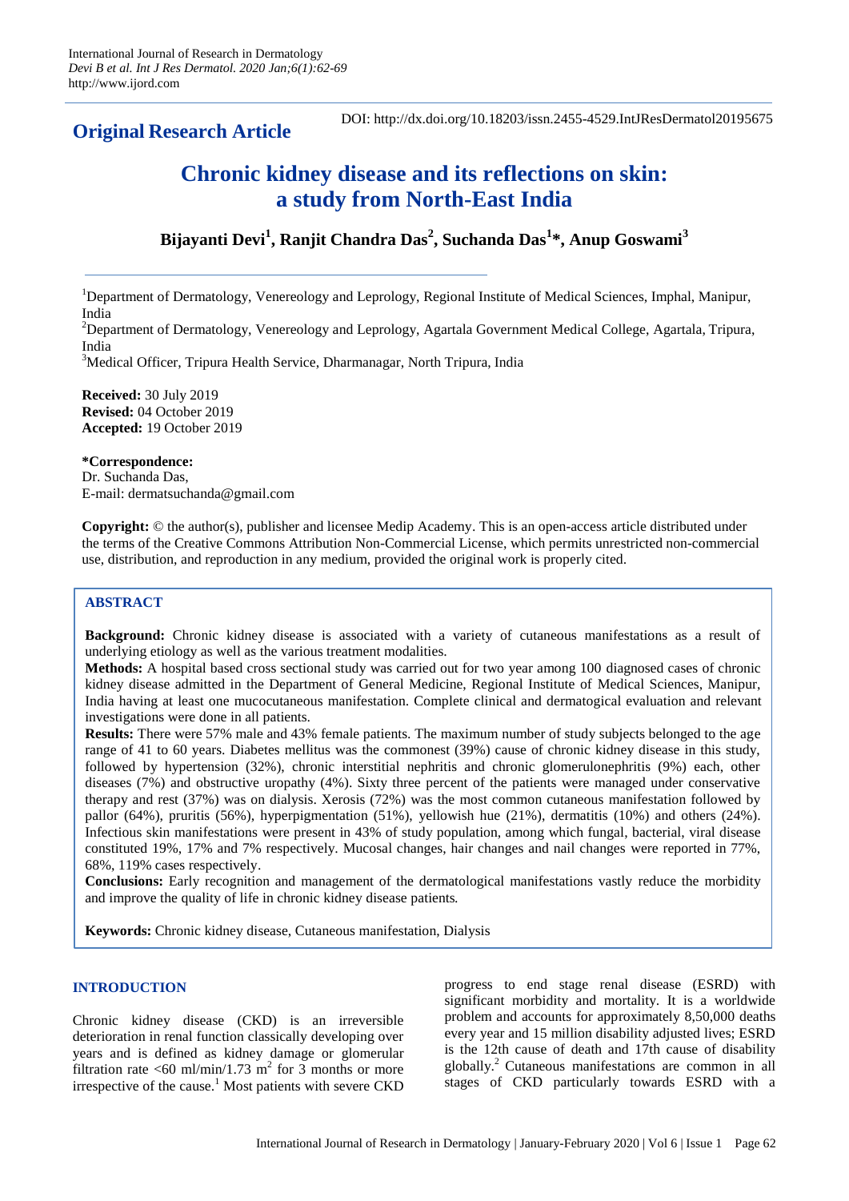International Journal of Research in Dermatology
*Devi B et al. Int J Res Dermatol. 2020 Jan;6(1):62-69*
http://www.ijord.com

**Original Research Article**

DOI: http://dx.doi.org/10.18203/issn.2455-4529.IntJResDermatol20195675

# Chronic kidney disease and its reflections on skin: a study from North-East India

**Bijayanti Devi[1], Ranjit Chandra Das[2], Suchanda Das[1]*, Anup Goswami[3]**

[1]Department of Dermatology, Venereology and Leprology, Regional Institute of Medical Sciences, Imphal, Manipur, India

[2]Department of Dermatology, Venereology and Leprology, Agartala Government Medical College, Agartala, Tripura, India

[3]Medical Officer, Tripura Health Service, Dharmanagar, North Tripura, India

**Received:** 30 July 2019
**Revised:** 04 October 2019
**Accepted:** 19 October 2019

***Correspondence:**
Dr. Suchanda Das,
E-mail: dermatsuchanda@gmail.com

**Copyright:** © the author(s), publisher and licensee Medip Academy. This is an open-access article distributed under the terms of the Creative Commons Attribution Non-Commercial License, which permits unrestricted non-commercial use, distribution, and reproduction in any medium, provided the original work is properly cited.

## ABSTRACT

**Background:** Chronic kidney disease is associated with a variety of cutaneous manifestations as a result of underlying etiology as well as the various treatment modalities.

**Methods:** A hospital based cross sectional study was carried out for two year among 100 diagnosed cases of chronic kidney disease admitted in the Department of General Medicine, Regional Institute of Medical Sciences, Manipur, India having at least one mucocutaneous manifestation. Complete clinical and dermatogical evaluation and relevant investigations were done in all patients.

**Results:** There were 57% male and 43% female patients. The maximum number of study subjects belonged to the age range of 41 to 60 years. Diabetes mellitus was the commonest (39%) cause of chronic kidney disease in this study, followed by hypertension (32%), chronic interstitial nephritis and chronic glomerulonephritis (9%) each, other diseases (7%) and obstructive uropathy (4%). Sixty three percent of the patients were managed under conservative therapy and rest (37%) was on dialysis. Xerosis (72%) was the most common cutaneous manifestation followed by pallor (64%), pruritis (56%), hyperpigmentation (51%), yellowish hue (21%), dermatitis (10%) and others (24%). Infectious skin manifestations were present in 43% of study population, among which fungal, bacterial, viral disease constituted 19%, 17% and 7% respectively. Mucosal changes, hair changes and nail changes were reported in 77%, 68%, 119% cases respectively.

**Conclusions:** Early recognition and management of the dermatological manifestations vastly reduce the morbidity and improve the quality of life in chronic kidney disease patients.

**Keywords:** Chronic kidney disease, Cutaneous manifestation, Dialysis

## INTRODUCTION

Chronic kidney disease (CKD) is an irreversible deterioration in renal function classically developing over years and is defined as kidney damage or glomerular filtration rate <60 ml/min/1.73 $m^2$ for 3 months or more irrespective of the cause.[1] Most patients with severe CKD progress to end stage renal disease (ESRD) with significant morbidity and mortality. It is a worldwide problem and accounts for approximately 8,50,000 deaths every year and 15 million disability adjusted lives; ESRD is the 12th cause of death and 17th cause of disability globally.[2] Cutaneous manifestations are common in all stages of CKD particularly towards ESRD with a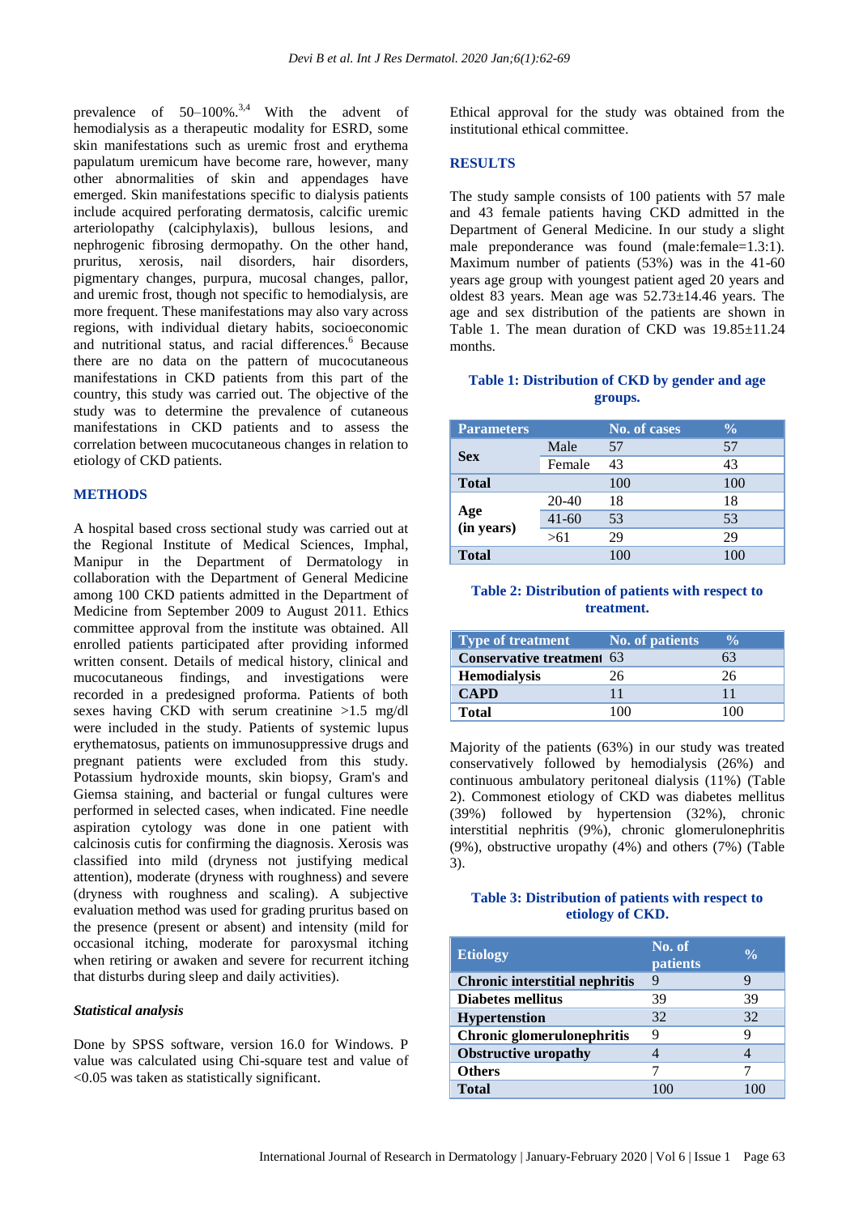prevalence of 50–100%.[3,4] With the advent of hemodialysis as a therapeutic modality for ESRD, some skin manifestations such as uremic frost and erythema papulatum uremicum have become rare, however, many other abnormalities of skin and appendages have emerged. Skin manifestations specific to dialysis patients include acquired perforating dermatosis, calcific uremic arteriolopathy (calciphylaxis), bullous lesions, and nephrogenic fibrosing dermopathy. On the other hand, pruritus, xerosis, nail disorders, hair disorders, pigmentary changes, purpura, mucosal changes, pallor, and uremic frost, though not specific to hemodialysis, are more frequent. These manifestations may also vary across regions, with individual dietary habits, socioeconomic and nutritional status, and racial differences.[6] Because there are no data on the pattern of mucocutaneous manifestations in CKD patients from this part of the country, this study was carried out. The objective of the study was to determine the prevalence of cutaneous manifestations in CKD patients and to assess the correlation between mucocutaneous changes in relation to etiology of CKD patients.

## METHODS

A hospital based cross sectional study was carried out at the Regional Institute of Medical Sciences, Imphal, Manipur in the Department of Dermatology in collaboration with the Department of General Medicine among 100 CKD patients admitted in the Department of Medicine from September 2009 to August 2011. Ethics committee approval from the institute was obtained. All enrolled patients participated after providing informed written consent. Details of medical history, clinical and mucocutaneous findings, and investigations were recorded in a predesigned proforma. Patients of both sexes having CKD with serum creatinine >1.5 mg/dl were included in the study. Patients of systemic lupus erythematosus, patients on immunosuppressive drugs and pregnant patients were excluded from this study. Potassium hydroxide mounts, skin biopsy, Gram's and Giemsa staining, and bacterial or fungal cultures were performed in selected cases, when indicated. Fine needle aspiration cytology was done in one patient with calcinosis cutis for confirming the diagnosis. Xerosis was classified into mild (dryness not justifying medical attention), moderate (dryness with roughness) and severe (dryness with roughness and scaling). A subjective evaluation method was used for grading pruritus based on the presence (present or absent) and intensity (mild for occasional itching, moderate for paroxysmal itching when retiring or awaken and severe for recurrent itching that disturbs during sleep and daily activities).

### *Statistical analysis*

Done by SPSS software, version 16.0 for Windows. P value was calculated using Chi-square test and value of <0.05 was taken as statistically significant.

Ethical approval for the study was obtained from the institutional ethical committee.

## RESULTS

The study sample consists of 100 patients with 57 male and 43 female patients having CKD admitted in the Department of General Medicine. In our study a slight male preponderance was found (male:female=1.3:1). Maximum number of patients (53%) was in the 41-60 years age group with youngest patient aged 20 years and oldest 83 years. Mean age was 52.73±14.46 years. The age and sex distribution of the patients are shown in Table 1. The mean duration of CKD was 19.85±11.24 months.

**Table 1: Distribution of CKD by gender and age groups.**

| Parameters | | No. of cases | % |
|---|---|---|---|
| **Sex** | Male | 57 | 57 |
| | Female | 43 | 43 |
| **Total** | | 100 | 100 |
| **Age (in years)** | 20-40 | 18 | 18 |
| | 41-60 | 53 | 53 |
| | >61 | 29 | 29 |
| **Total** | | 100 | 100 |

**Table 2: Distribution of patients with respect to treatment.**

| Type of treatment | No. of patients | % |
|---|---|---|
| **Conservative treatment** | 63 | 63 |
| **Hemodialysis** | 26 | 26 |
| **CAPD** | 11 | 11 |
| **Total** | 100 | 100 |

Majority of the patients (63%) in our study was treated conservatively followed by hemodialysis (26%) and continuous ambulatory peritoneal dialysis (11%) (Table 2). Commonest etiology of CKD was diabetes mellitus (39%) followed by hypertension (32%), chronic interstitial nephritis (9%), chronic glomerulonephritis (9%), obstructive uropathy (4%) and others (7%) (Table 3).

**Table 3: Distribution of patients with respect to etiology of CKD.**

| Etiology | No. of patients | % |
|---|---|---|
| **Chronic interstitial nephritis** | 9 | 9 |
| **Diabetes mellitus** | 39 | 39 |
| **Hypertenstion** | 32 | 32 |
| **Chronic glomerulonephritis** | 9 | 9 |
| **Obstructive uropathy** | 4 | 4 |
| **Others** | 7 | 7 |
| **Total** | 100 | 100 |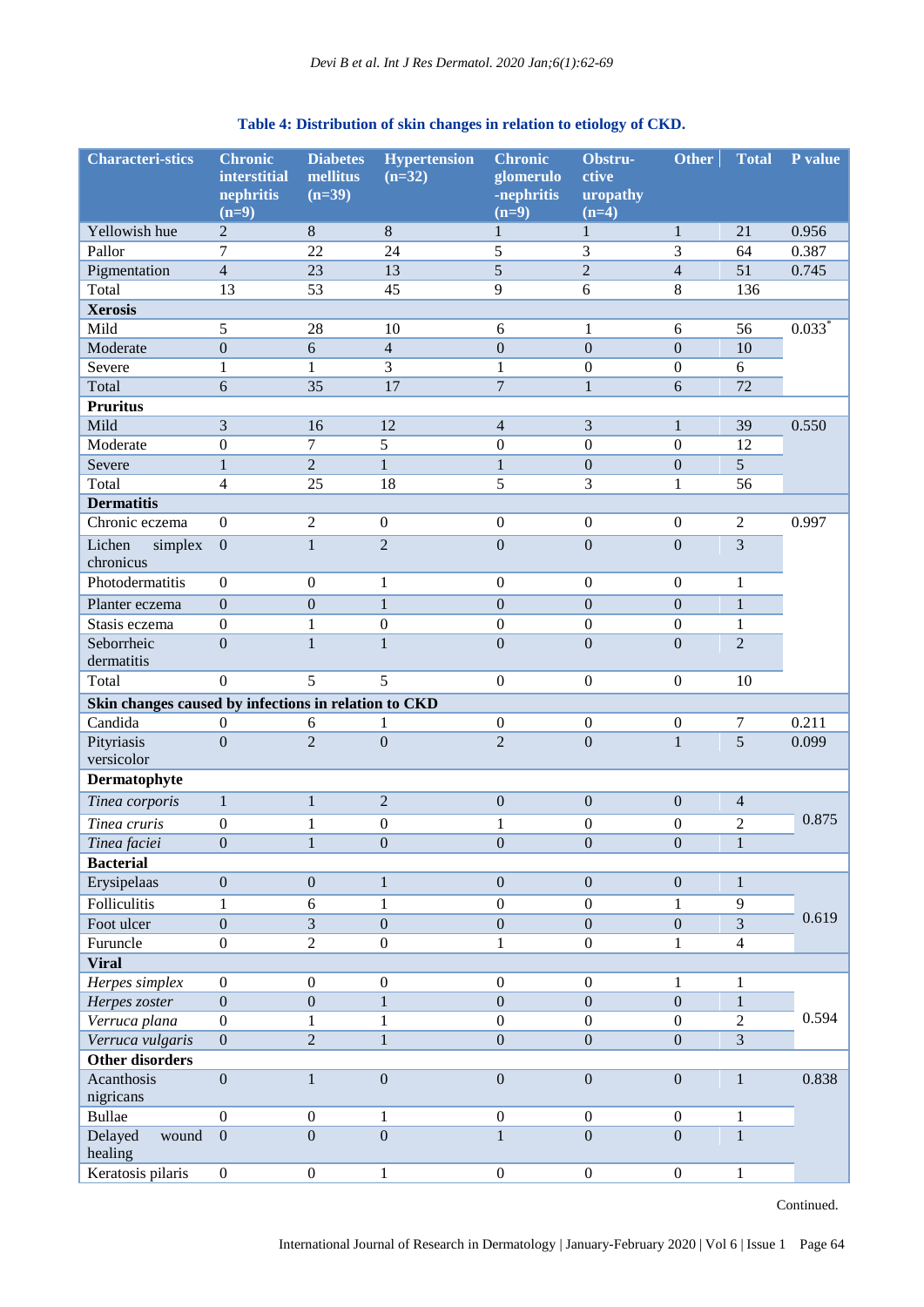**Table 4: Distribution of skin changes in relation to etiology of CKD.**

| Characteri-stics | Chronic interstitial nephritis (n=9) | Diabetes mellitus (n=39) | Hypertension (n=32) | Chronic glomerulo -nephritis (n=9) | Obstru-ctive uropathy (n=4) | Other | Total | P value |
|---|---|---|---|---|---|---|---|---|
| Yellowish hue | 2 | 8 | 8 | 1 | 1 | 1 | 21 | 0.956 |
| Pallor | 7 | 22 | 24 | 5 | 3 | 3 | 64 | 0.387 |
| Pigmentation | 4 | 23 | 13 | 5 | 2 | 4 | 51 | 0.745 |
| Total | 13 | 53 | 45 | 9 | 6 | 8 | 136 | |
| **Xerosis** | | | | | | | | |
| Mild | 5 | 28 | 10 | 6 | 1 | 6 | 56 | 0.033* |
| Moderate | 0 | 6 | 4 | 0 | 0 | 0 | 10 | |
| Severe | 1 | 1 | 3 | 1 | 0 | 0 | 6 | |
| Total | 6 | 35 | 17 | 7 | 1 | 6 | 72 | |
| **Pruritus** | | | | | | | | |
| Mild | 3 | 16 | 12 | 4 | 3 | 1 | 39 | 0.550 |
| Moderate | 0 | 7 | 5 | 0 | 0 | 0 | 12 | |
| Severe | 1 | 2 | 1 | 1 | 0 | 0 | 5 | |
| Total | 4 | 25 | 18 | 5 | 3 | 1 | 56 | |
| **Dermatitis** | | | | | | | | |
| Chronic eczema | 0 | 2 | 0 | 0 | 0 | 0 | 2 | 0.997 |
| Lichen simplex chronicus | 0 | 1 | 2 | 0 | 0 | 0 | 3 | |
| Photodermatitis | 0 | 0 | 1 | 0 | 0 | 0 | 1 | |
| Planter eczema | 0 | 0 | 1 | 0 | 0 | 0 | 1 | |
| Stasis eczema | 0 | 1 | 0 | 0 | 0 | 0 | 1 | |
| Seborrheic dermatitis | 0 | 1 | 1 | 0 | 0 | 0 | 2 | |
| Total | 0 | 5 | 5 | 0 | 0 | 0 | 10 | |
| **Skin changes caused by infections in relation to CKD** | | | | | | | | |
| Candida | 0 | 6 | 1 | 0 | 0 | 0 | 7 | 0.211 |
| Pityriasis versicolor | 0 | 2 | 0 | 2 | 0 | 1 | 5 | 0.099 |
| **Dermatophyte** | | | | | | | | |
| *Tinea corporis* | 1 | 1 | 2 | 0 | 0 | 0 | 4 | 0.875 |
| *Tinea cruris* | 0 | 1 | 0 | 1 | 0 | 0 | 2 | |
| *Tinea faciei* | 0 | 1 | 0 | 0 | 0 | 0 | 1 | |
| **Bacterial** | | | | | | | | |
| Erysipelaas | 0 | 0 | 1 | 0 | 0 | 0 | 1 | 0.619 |
| Folliculitis | 1 | 6 | 1 | 0 | 0 | 1 | 9 | |
| Foot ulcer | 0 | 3 | 0 | 0 | 0 | 0 | 3 | |
| Furuncle | 0 | 2 | 0 | 1 | 0 | 1 | 4 | |
| **Viral** | | | | | | | | |
| *Herpes simplex* | 0 | 0 | 0 | 0 | 0 | 1 | 1 | 0.594 |
| *Herpes zoster* | 0 | 0 | 1 | 0 | 0 | 0 | 1 | |
| *Verruca plana* | 0 | 1 | 1 | 0 | 0 | 0 | 2 | |
| *Verruca vulgaris* | 0 | 2 | 1 | 0 | 0 | 0 | 3 | |
| **Other disorders** | | | | | | | | |
| Acanthosis nigricans | 0 | 1 | 0 | 0 | 0 | 0 | 1 | 0.838 |
| Bullae | 0 | 0 | 1 | 0 | 0 | 0 | 1 | |
| Delayed wound healing | 0 | 0 | 0 | 1 | 0 | 0 | 1 | |
| Keratosis pilaris | 0 | 0 | 1 | 0 | 0 | 0 | 1 | |

Continued.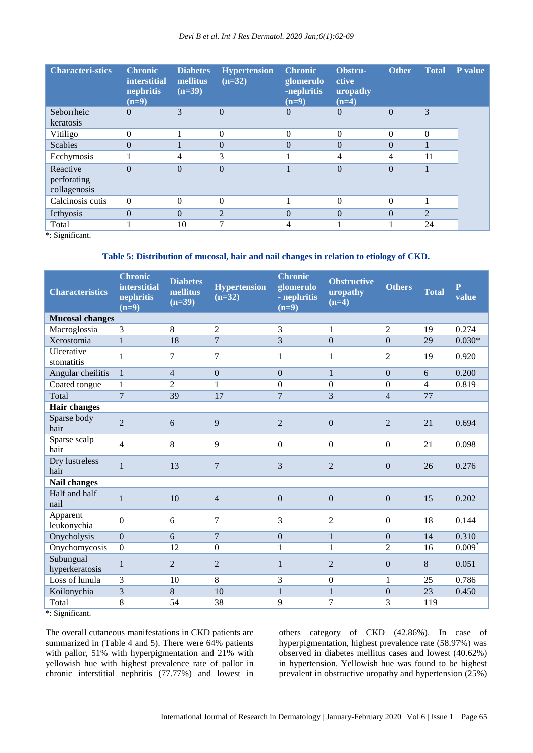| Characteri-stics | Chronic interstitial nephritis (n=9) | Diabetes mellitus (n=39) | Hypertension (n=32) | Chronic glomerulo -nephritis (n=9) | Obstru-ctive uropathy (n=4) | Other | Total | P value |
|---|---|---|---|---|---|---|---|---|
| Seborrheic keratosis | 0 | 3 | 0 | 0 | 0 | 0 | 3 | |
| Vitiligo | 0 | 1 | 0 | 0 | 0 | 0 | 0 | |
| Scabies | 0 | 1 | 0 | 0 | 0 | 0 | 1 | |
| Ecchymosis | 1 | 4 | 3 | 1 | 4 | 4 | 11 | |
| Reactive perforating collagenosis | 0 | 0 | 0 | 1 | 0 | 0 | 1 | |
| Calcinosis cutis | 0 | 0 | 0 | 1 | 0 | 0 | 1 | |
| Icthyosis | 0 | 0 | 2 | 0 | 0 | 0 | 2 | |
| Total | 1 | 10 | 7 | 4 | 1 | 1 | 24 | |

*: Significant.

**Table 5: Distribution of mucosal, hair and nail changes in relation to etiology of CKD.**

| Characteristics | Chronic interstitial nephritis (n=9) | Diabetes mellitus (n=39) | Hypertension (n=32) | Chronic glomerulo - nephritis (n=9) | Obstructive uropathy (n=4) | Others | Total | P value |
|---|---|---|---|---|---|---|---|---|
| **Mucosal changes** | | | | | | | | |
| Macroglossia | 3 | 8 | 2 | 3 | 1 | 2 | 19 | 0.274 |
| Xerostomia | 1 | 18 | 7 | 3 | 0 | 0 | 29 | 0.030* |
| Ulcerative stomatitis | 1 | 7 | 7 | 1 | 1 | 2 | 19 | 0.920 |
| Angular cheilitis | 1 | 4 | 0 | 0 | 1 | 0 | 6 | 0.200 |
| Coated tongue | 1 | 2 | 1 | 0 | 0 | 0 | 4 | 0.819 |
| Total | 7 | 39 | 17 | 7 | 3 | 4 | 77 | |
| **Hair changes** | | | | | | | | |
| Sparse body hair | 2 | 6 | 9 | 2 | 0 | 2 | 21 | 0.694 |
| Sparse scalp hair | 4 | 8 | 9 | 0 | 0 | 0 | 21 | 0.098 |
| Dry lustreless hair | 1 | 13 | 7 | 3 | 2 | 0 | 26 | 0.276 |
| **Nail changes** | | | | | | | | |
| Half and half nail | 1 | 10 | 4 | 0 | 0 | 0 | 15 | 0.202 |
| Apparent leukonychia | 0 | 6 | 7 | 3 | 2 | 0 | 18 | 0.144 |
| Onycholysis | 0 | 6 | 7 | 0 | 1 | 0 | 14 | 0.310 |
| Onychomycosis | 0 | 12 | 0 | 1 | 1 | 2 | 16 | 0.009* |
| Subungual hyperkeratosis | 1 | 2 | 2 | 1 | 2 | 0 | 8 | 0.051 |
| Loss of lunula | 3 | 10 | 8 | 3 | 0 | 1 | 25 | 0.786 |
| Koilonychia | 3 | 8 | 10 | 1 | 1 | 0 | 23 | 0.450 |
| Total | 8 | 54 | 38 | 9 | 7 | 3 | 119 | |

*: Significant.

The overall cutaneous manifestations in CKD patients are summarized in (Table 4 and 5). There were 64% patients with pallor, 51% with hyperpigmentation and 21% with yellowish hue with highest prevalence rate of pallor in chronic interstitial nephritis (77.77%) and lowest in others category of CKD (42.86%). In case of hyperpigmentation, highest prevalence rate (58.97%) was observed in diabetes mellitus cases and lowest (40.62%) in hypertension. Yellowish hue was found to be highest prevalent in obstructive uropathy and hypertension (25%)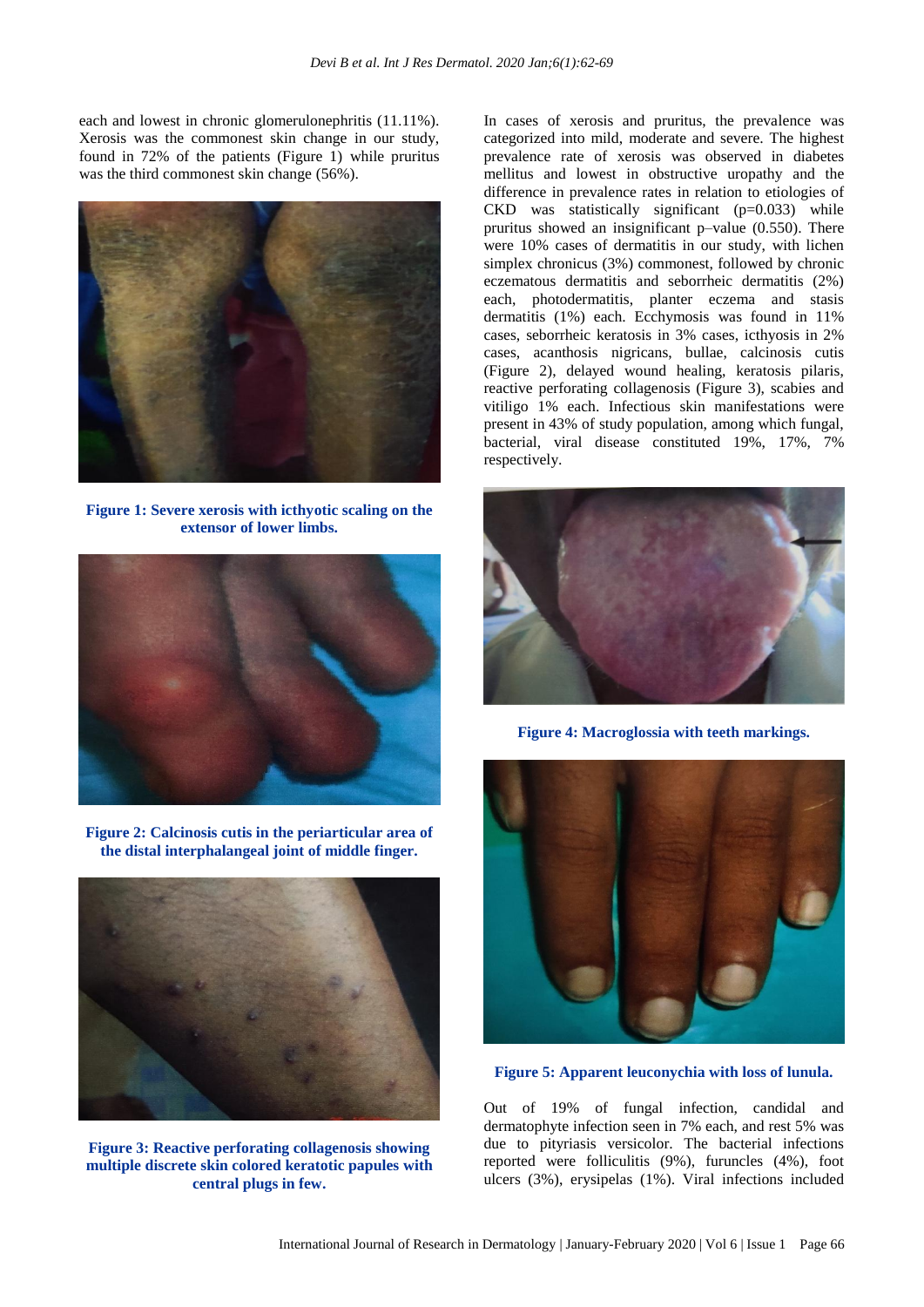each and lowest in chronic glomerulonephritis (11.11%). Xerosis was the commonest skin change in our study, found in 72% of the patients (Figure 1) while pruritus was the third commonest skin change (56%).

**Figure 1: Severe xerosis with icthyotic scaling on the extensor of lower limbs.**

**Figure 2: Calcinosis cutis in the periarticular area of the distal interphalangeal joint of middle finger.**

**Figure 3: Reactive perforating collagenosis showing multiple discrete skin colored keratotic papules with central plugs in few.**

In cases of xerosis and pruritus, the prevalence was categorized into mild, moderate and severe. The highest prevalence rate of xerosis was observed in diabetes mellitus and lowest in obstructive uropathy and the difference in prevalence rates in relation to etiologies of CKD was statistically significant (p=0.033) while pruritus showed an insignificant p–value (0.550). There were 10% cases of dermatitis in our study, with lichen simplex chronicus (3%) commonest, followed by chronic eczematous dermatitis and seborrheic dermatitis (2%) each, photodermatitis, planter eczema and stasis dermatitis (1%) each. Ecchymosis was found in 11% cases, seborrheic keratosis in 3% cases, icthyosis in 2% cases, acanthosis nigricans, bullae, calcinosis cutis (Figure 2), delayed wound healing, keratosis pilaris, reactive perforating collagenosis (Figure 3), scabies and vitiligo 1% each. Infectious skin manifestations were present in 43% of study population, among which fungal, bacterial, viral disease constituted 19%, 17%, 7% respectively.

**Figure 4: Macroglossia with teeth markings.**

**Figure 5: Apparent leuconychia with loss of lunula.**

Out of 19% of fungal infection, candidal and dermatophyte infection seen in 7% each, and rest 5% was due to pityriasis versicolor. The bacterial infections reported were folliculitis (9%), furuncles (4%), foot ulcers (3%), erysipelas (1%). Viral infections included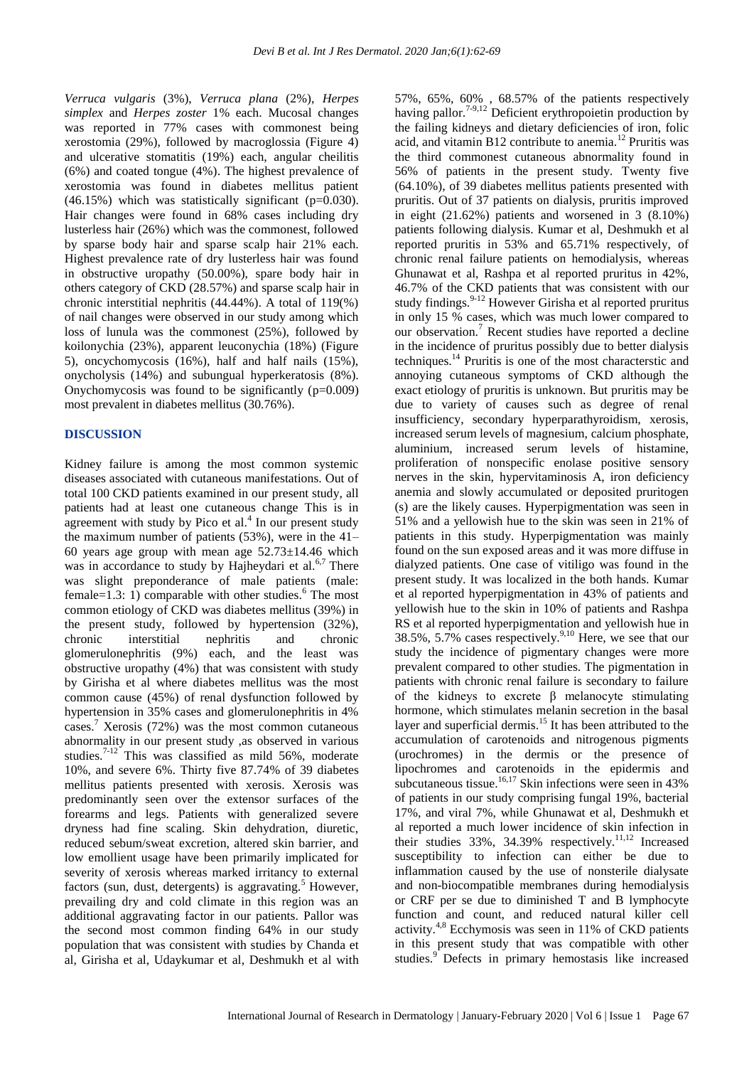*Verruca vulgaris* (3%), *Verruca plana* (2%), *Herpes simplex* and *Herpes zoster* 1% each. Mucosal changes was reported in 77% cases with commonest being xerostomia (29%), followed by macroglossia (Figure 4) and ulcerative stomatitis (19%) each, angular cheilitis (6%) and coated tongue (4%). The highest prevalence of xerostomia was found in diabetes mellitus patient (46.15%) which was statistically significant (p=0.030). Hair changes were found in 68% cases including dry lusterless hair (26%) which was the commonest, followed by sparse body hair and sparse scalp hair 21% each. Highest prevalence rate of dry lusterless hair was found in obstructive uropathy (50.00%), spare body hair in others category of CKD (28.57%) and sparse scalp hair in chronic interstitial nephritis (44.44%). A total of 119(%) of nail changes were observed in our study among which loss of lunula was the commonest (25%), followed by koilonychia (23%), apparent leuconychia (18%) (Figure 5), oncychomycosis (16%), half and half nails (15%), onycholysis (14%) and subungual hyperkeratosis (8%). Onychomycosis was found to be significantly (p=0.009) most prevalent in diabetes mellitus (30.76%).

## DISCUSSION

Kidney failure is among the most common systemic diseases associated with cutaneous manifestations. Out of total 100 CKD patients examined in our present study, all patients had at least one cutaneous change This is in agreement with study by Pico et al.[4] In our present study the maximum number of patients (53%), were in the 41–60 years age group with mean age 52.73±14.46 which was in accordance to study by Hajheydari et al.[6,7] There was slight preponderance of male patients (male: female=1.3: 1) comparable with other studies.[6] The most common etiology of CKD was diabetes mellitus (39%) in the present study, followed by hypertension (32%), chronic interstitial nephritis and chronic glomerulonephritis (9%) each, and the least was obstructive uropathy (4%) that was consistent with study by Girisha et al where diabetes mellitus was the most common cause (45%) of renal dysfunction followed by hypertension in 35% cases and glomerulonephritis in 4% cases.[7] Xerosis (72%) was the most common cutaneous abnormality in our present study ,as observed in various studies.[7-12] This was classified as mild 56%, moderate 10%, and severe 6%. Thirty five 87.74% of 39 diabetes mellitus patients presented with xerosis. Xerosis was predominantly seen over the extensor surfaces of the forearms and legs. Patients with generalized severe dryness had fine scaling. Skin dehydration, diuretic, reduced sebum/sweat excretion, altered skin barrier, and low emollient usage have been primarily implicated for severity of xerosis whereas marked irritancy to external factors (sun, dust, detergents) is aggravating.[5] However, prevailing dry and cold climate in this region was an additional aggravating factor in our patients. Pallor was the second most common finding 64% in our study population that was consistent with studies by Chanda et al, Girisha et al, Udaykumar et al, Deshmukh et al with 57%, 65%, 60% , 68.57% of the patients respectively having pallor.[7-9,12] Deficient erythropoietin production by the failing kidneys and dietary deficiencies of iron, folic acid, and vitamin B12 contribute to anemia.[12] Pruritis was the third commonest cutaneous abnormality found in 56% of patients in the present study. Twenty five (64.10%), of 39 diabetes mellitus patients presented with pruritis. Out of 37 patients on dialysis, pruritis improved in eight (21.62%) patients and worsened in 3 (8.10%) patients following dialysis. Kumar et al, Deshmukh et al reported pruritis in 53% and 65.71% respectively, of chronic renal failure patients on hemodialysis, whereas Ghunawat et al, Rashpa et al reported prurtus in 42%, 46.7% of the CKD patients that was consistent with our study findings.[9-12] However Girisha et al reported pruritus in only 15 % cases, which was much lower compared to our observation.[7] Recent studies have reported a decline in the incidence of pruritus possibly due to better dialysis techniques.[14] Pruritis is one of the most characterstic and annoying cutaneous symptoms of CKD although the exact etiology of pruritis is unknown. But pruritis may be due to variety of causes such as degree of renal insufficiency, secondary hyperparathyroidism, xerosis, increased serum levels of magnesium, calcium phosphate, aluminium, increased serum levels of histamine, proliferation of nonspecific enolase positive sensory nerves in the skin, hypervitaminosis A, iron deficiency anemia and slowly accumulated or deposited pruritogen (s) are the likely causes. Hyperpigmentation was seen in 51% and a yellowish hue to the skin was seen in 21% of patients in this study. Hyperpigmentation was mainly found on the sun exposed areas and it was more diffuse in dialyzed patients. One case of vitiligo was found in the present study. It was localized in the both hands. Kumar et al reported hyperpigmentation in 43% of patients and yellowish hue to the skin in 10% of patients and Rashpa RS et al reported hyperpigmentation and yellowish hue in 38.5%, 5.7% cases respectively.[9,10] Here, we see that our study the incidence of pigmentary changes were more prevalent compared to other studies. The pigmentation in patients with chronic renal failure is secondary to failure of the kidneys to excrete β melanocyte stimulating hormone, which stimulates melanin secretion in the basal layer and superficial dermis.[15] It has been attributed to the accumulation of carotenoids and nitrogenous pigments (urochromes) in the dermis or the presence of lipochromes and carotenoids in the epidermis and subcutaneous tissue.[16,17] Skin infections were seen in 43% of patients in our study comprising fungal 19%, bacterial 17%, and viral 7%, while Ghunawat et al, Deshmukh et al reported a much lower incidence of skin infection in their studies 33%, 34.39% respectively.[11,12] Increased susceptibility to infection can either be due to inflammation caused by the use of nonsterile dialysate and non-biocompatible membranes during hemodialysis or CRF per se due to diminished T and B lymphocyte function and count, and reduced natural killer cell activity.[4,8] Ecchymosis was seen in 11% of CKD patients in this present study that was compatible with other studies.[9] Defects in primary hemostasis like increased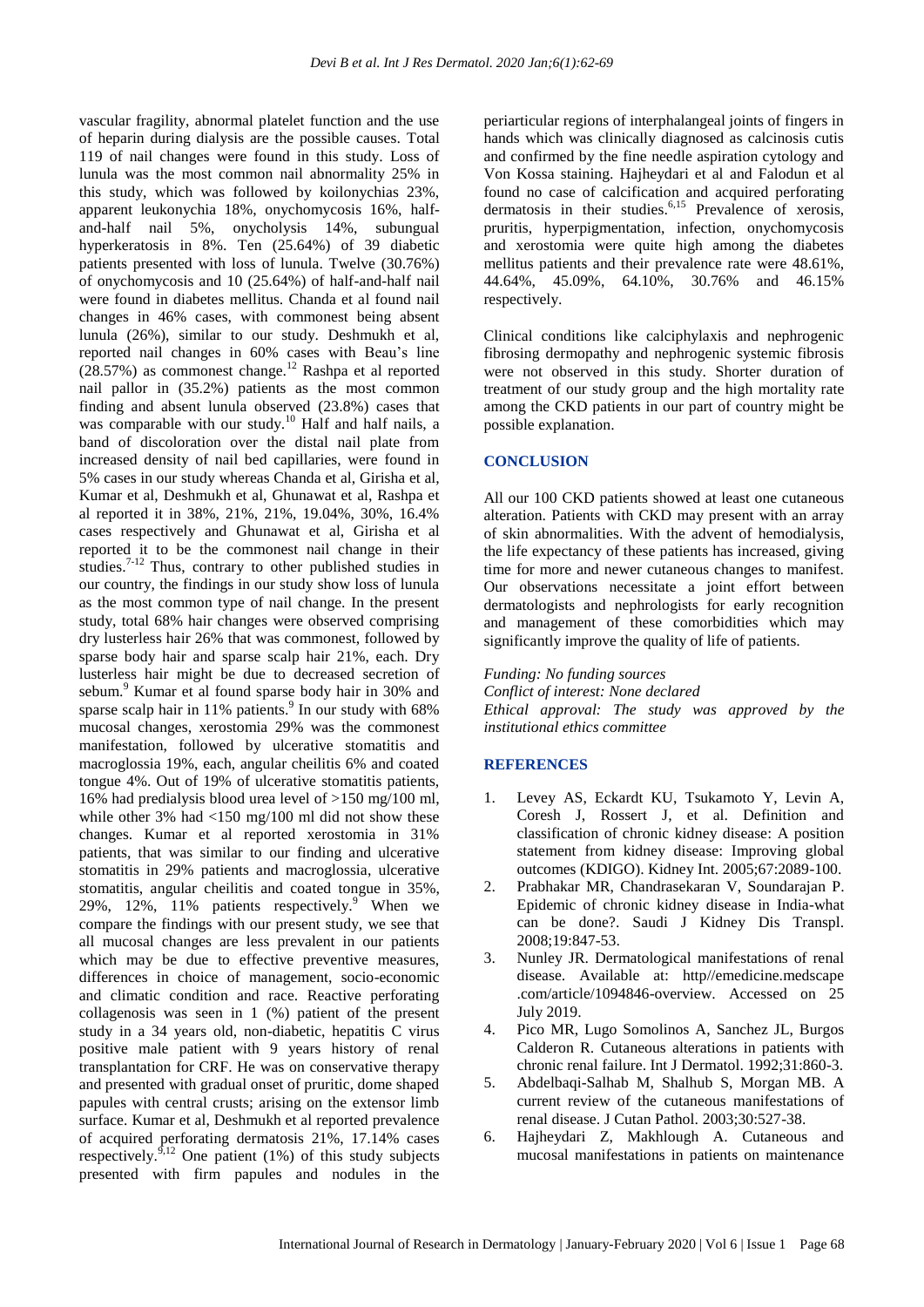vascular fragility, abnormal platelet function and the use of heparin during dialysis are the possible causes. Total 119 of nail changes were found in this study. Loss of lunula was the most common nail abnormality 25% in this study, which was followed by koilonychias 23%, apparent leukonychia 18%, onychomycosis 16%, half-and-half nail 5%, onycholysis 14%, subungual hyperkeratosis in 8%. Ten (25.64%) of 39 diabetic patients presented with loss of lunula. Twelve (30.76%) of onychomycosis and 10 (25.64%) of half-and-half nail were found in diabetes mellitus. Chanda et al found nail changes in 46% cases, with commonest being absent lunula (26%), similar to our study. Deshmukh et al, reported nail changes in 60% cases with Beau's line (28.57%) as commonest change.[12] Rashpa et al reported nail pallor in (35.2%) patients as the most common finding and absent lunula observed (23.8%) cases that was comparable with our study.[10] Half and half nails, a band of discoloration over the distal nail plate from increased density of nail bed capillaries, were found in 5% cases in our study whereas Chanda et al, Girisha et al, Kumar et al, Deshmukh et al, Ghunawat et al, Rashpa et al reported it in 38%, 21%, 21%, 19.04%, 30%, 16.4% cases respectively and Ghunawat et al, Girisha et al reported it to be the commonest nail change in their studies.[7-12] Thus, contrary to other published studies in our country, the findings in our study show loss of lunula as the most common type of nail change. In the present study, total 68% hair changes were observed comprising dry lusterless hair 26% that was commonest, followed by sparse body hair and sparse scalp hair 21%, each. Dry lusterless hair might be due to decreased secretion of sebum.[9] Kumar et al found sparse body hair in 30% and sparse scalp hair in 11% patients.[9] In our study with 68% mucosal changes, xerostomia 29% was the commonest manifestation, followed by ulcerative stomatitis and macroglossia 19%, each, angular cheilitis 6% and coated tongue 4%. Out of 19% of ulcerative stomatitis patients, 16% had predialysis blood urea level of >150 mg/100 ml, while other 3% had <150 mg/100 ml did not show these changes. Kumar et al reported xerostomia in 31% patients, that was similar to our finding and ulcerative stomatitis in 29% patients and macroglossia, ulcerative stomatitis, angular cheilitis and coated tongue in 35%, 29%, 12%, 11% patients respectively.[9] When we compare the findings with our present study, we see that all mucosal changes are less prevalent in our patients which may be due to effective preventive measures, differences in choice of management, socio-economic and climatic condition and race. Reactive perforating collagenosis was seen in 1 (%) patient of the present study in a 34 years old, non-diabetic, hepatitis C virus positive male patient with 9 years history of renal transplantation for CRF. He was on conservative therapy and presented with gradual onset of pruritic, dome shaped papules with central crusts; arising on the extensor limb surface. Kumar et al, Deshmukh et al reported prevalence of acquired perforating dermatosis 21%, 17.14% cases respectively.[9,12] One patient (1%) of this study subjects presented with firm papules and nodules in the periarticular regions of interphalangeal joints of fingers in hands which was clinically diagnosed as calcinosis cutis and confirmed by the fine needle aspiration cytology and Von Kossa staining. Hajheydari et al and Falodun et al found no case of calcification and acquired perforating dermatosis in their studies.[6,15] Prevalence of xerosis, pruritis, hyperpigmentation, infection, onychomycosis and xerostomia were quite high among the diabetes mellitus patients and their prevalence rate were 48.61%, 44.64%, 45.09%, 64.10%, 30.76% and 46.15% respectively.

Clinical conditions like calciphylaxis and nephrogenic fibrosing dermopathy and nephrogenic systemic fibrosis were not observed in this study. Shorter duration of treatment of our study group and the high mortality rate among the CKD patients in our part of country might be possible explanation.

## CONCLUSION

All our 100 CKD patients showed at least one cutaneous alteration. Patients with CKD may present with an array of skin abnormalities. With the advent of hemodialysis, the life expectancy of these patients has increased, giving time for more and newer cutaneous changes to manifest. Our observations necessitate a joint effort between dermatologists and nephrologists for early recognition and management of these comorbidities which may significantly improve the quality of life of patients.

*Funding: No funding sources*
*Conflict of interest: None declared*
*Ethical approval: The study was approved by the institutional ethics committee*

## REFERENCES

1. Levey AS, Eckardt KU, Tsukamoto Y, Levin A, Coresh J, Rossert J, et al. Definition and classification of chronic kidney disease: A position statement from kidney disease: Improving global outcomes (KDIGO). Kidney Int. 2005;67:2089-100.
2. Prabhakar MR, Chandrasekaran V, Soundarajan P. Epidemic of chronic kidney disease in India-what can be done?. Saudi J Kidney Dis Transpl. 2008;19:847-53.
3. Nunley JR. Dermatological manifestations of renal disease. Available at: http//emedicine.medscape .com/article/1094846-overview. Accessed on 25 July 2019.
4. Pico MR, Lugo Somolinos A, Sanchez JL, Burgos Calderon R. Cutaneous alterations in patients with chronic renal failure. Int J Dermatol. 1992;31:860-3.
5. Abdelbaqi-Salhab M, Shalhub S, Morgan MB. A current review of the cutaneous manifestations of renal disease. J Cutan Pathol. 2003;30:527-38.
6. Hajheydari Z, Makhlough A. Cutaneous and mucosal manifestations in patients on maintenance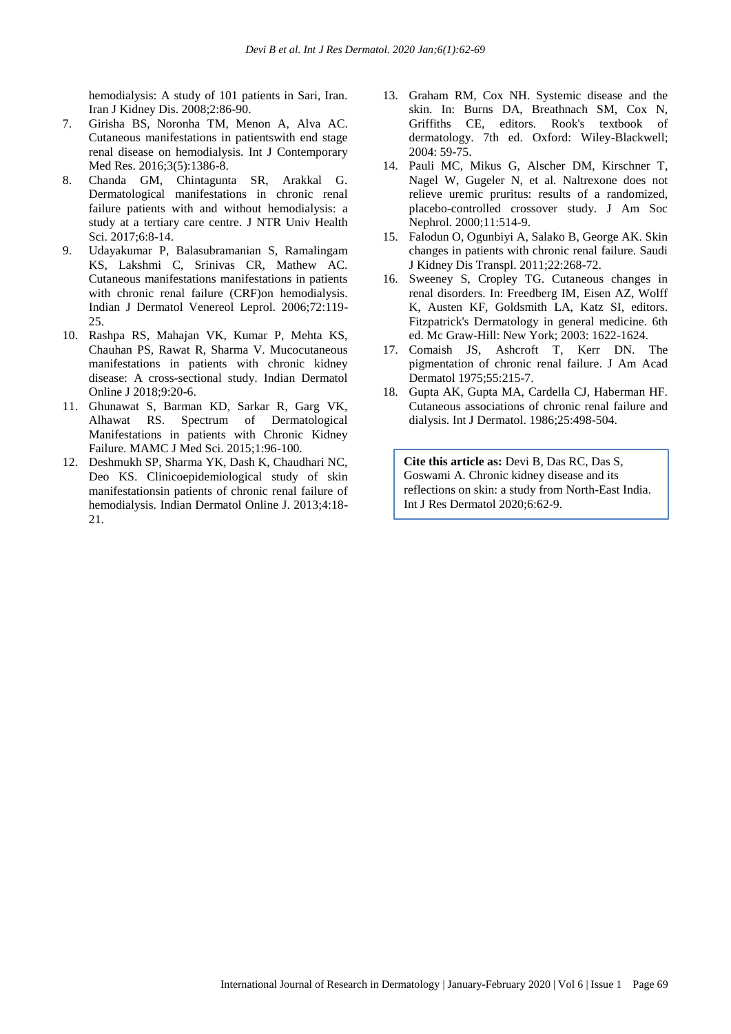hemodialysis: A study of 101 patients in Sari, Iran. Iran J Kidney Dis. 2008;2:86-90.

7. Girisha BS, Noronha TM, Menon A, Alva AC. Cutaneous manifestations in patientswith end stage renal disease on hemodialysis. Int J Contemporary Med Res. 2016;3(5):1386-8.
8. Chanda GM, Chintagunta SR, Arakkal G. Dermatological manifestations in chronic renal failure patients with and without hemodialysis: a study at a tertiary care centre. J NTR Univ Health Sci. 2017;6:8-14.
9. Udayakumar P, Balasubramanian S, Ramalingam KS, Lakshmi C, Srinivas CR, Mathew AC. Cutaneous manifestations manifestations in patients with chronic renal failure (CRF)on hemodialysis. Indian J Dermatol Venereol Leprol. 2006;72:119-25.
10. Rashpa RS, Mahajan VK, Kumar P, Mehta KS, Chauhan PS, Rawat R, Sharma V. Mucocutaneous manifestations in patients with chronic kidney disease: A cross-sectional study. Indian Dermatol Online J 2018;9:20-6.
11. Ghunawat S, Barman KD, Sarkar R, Garg VK, Alhawat RS. Spectrum of Dermatological Manifestations in patients with Chronic Kidney Failure. MAMC J Med Sci. 2015;1:96-100.
12. Deshmukh SP, Sharma YK, Dash K, Chaudhari NC, Deo KS. Clinicoepidemiological study of skin manifestationsin patients of chronic renal failure of hemodialysis. Indian Dermatol Online J. 2013;4:18-21.
13. Graham RM, Cox NH. Systemic disease and the skin. In: Burns DA, Breathnach SM, Cox N, Griffiths CE, editors. Rook's textbook of dermatology. 7th ed. Oxford: Wiley-Blackwell; 2004: 59-75.
14. Pauli MC, Mikus G, Alscher DM, Kirschner T, Nagel W, Gugeler N, et al. Naltrexone does not relieve uremic pruritus: results of a randomized, placebo-controlled crossover study. J Am Soc Nephrol. 2000;11:514-9.
15. Falodun O, Ogunbiyi A, Salako B, George AK. Skin changes in patients with chronic renal failure. Saudi J Kidney Dis Transpl. 2011;22:268-72.
16. Sweeney S, Cropley TG. Cutaneous changes in renal disorders. In: Freedberg IM, Eisen AZ, Wolff K, Austen KF, Goldsmith LA, Katz SI, editors. Fitzpatrick's Dermatology in general medicine. 6th ed. Mc Graw-Hill: New York; 2003: 1622-1624.
17. Comaish JS, Ashcroft T, Kerr DN. The pigmentation of chronic renal failure. J Am Acad Dermatol 1975;55:215-7.
18. Gupta AK, Gupta MA, Cardella CJ, Haberman HF. Cutaneous associations of chronic renal failure and dialysis. Int J Dermatol. 1986;25:498-504.

**Cite this article as:** Devi B, Das RC, Das S, Goswami A. Chronic kidney disease and its reflections on skin: a study from North-East India. Int J Res Dermatol 2020;6:62-9.